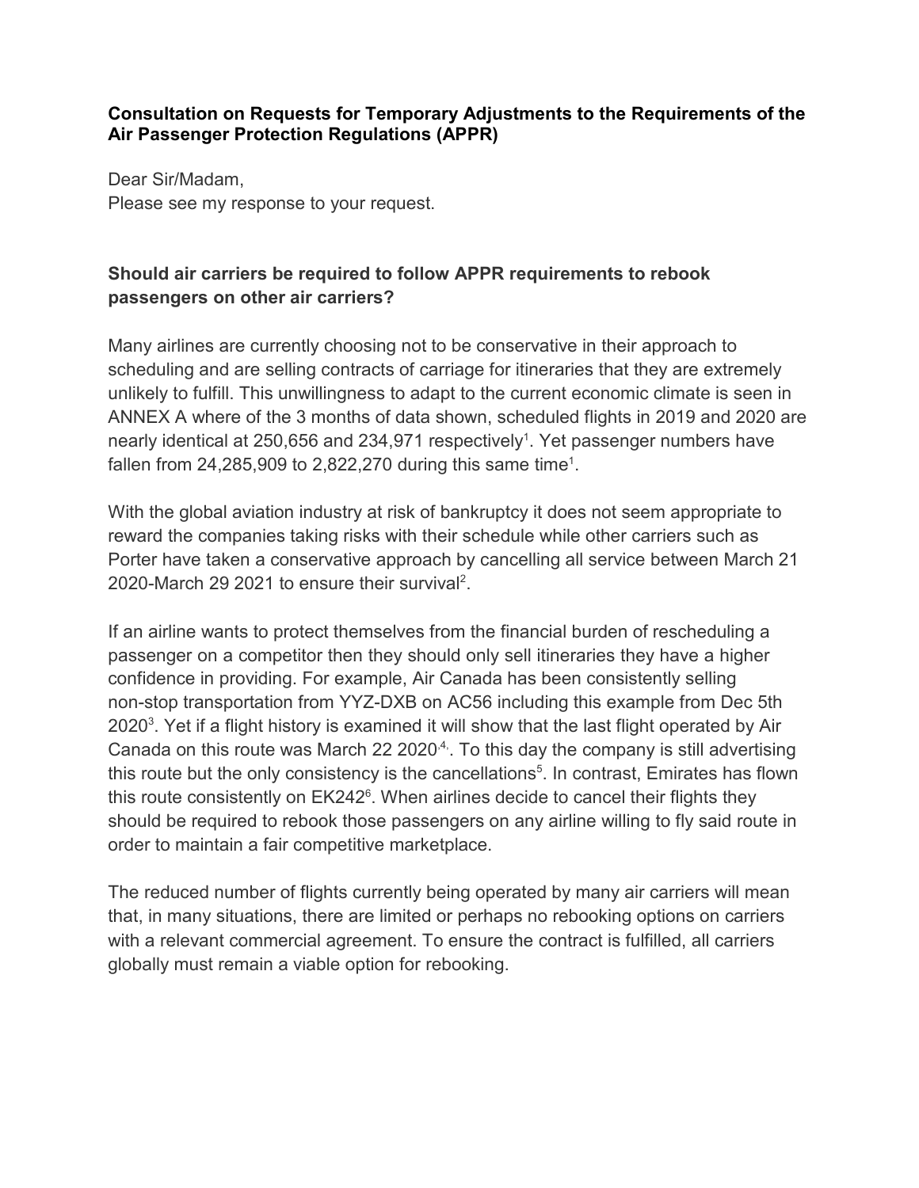**Consultation on Requests for Temporary Adjustments to the Requirements of the Air Passenger Protection Regulations (APPR)**

Dear Sir/Madam,
Please see my response to your request.

**Should air carriers be required to follow APPR requirements to rebook passengers on other air carriers?**

Many airlines are currently choosing not to be conservative in their approach to scheduling and are selling contracts of carriage for itineraries that they are extremely unlikely to fulfill. This unwillingness to adapt to the current economic climate is seen in ANNEX A where of the 3 months of data shown, scheduled flights in 2019 and 2020 are nearly identical at 250,656 and 234,971 respectively[1]. Yet passenger numbers have fallen from 24,285,909 to 2,822,270 during this same time[1].

With the global aviation industry at risk of bankruptcy it does not seem appropriate to reward the companies taking risks with their schedule while other carriers such as Porter have taken a conservative approach by cancelling all service between March 21 2020-March 29 2021 to ensure their survival[2].

If an airline wants to protect themselves from the financial burden of rescheduling a passenger on a competitor then they should only sell itineraries they have a higher confidence in providing. For example, Air Canada has been consistently selling non-stop transportation from YYZ-DXB on AC56 including this example from Dec 5th 2020[3]. Yet if a flight history is examined it will show that the last flight operated by Air Canada on this route was March 22 2020[4]. To this day the company is still advertising this route but the only consistency is the cancellations[5]. In contrast, Emirates has flown this route consistently on EK242[6]. When airlines decide to cancel their flights they should be required to rebook those passengers on any airline willing to fly said route in order to maintain a fair competitive marketplace.

The reduced number of flights currently being operated by many air carriers will mean that, in many situations, there are limited or perhaps no rebooking options on carriers with a relevant commercial agreement. To ensure the contract is fulfilled, all carriers globally must remain a viable option for rebooking.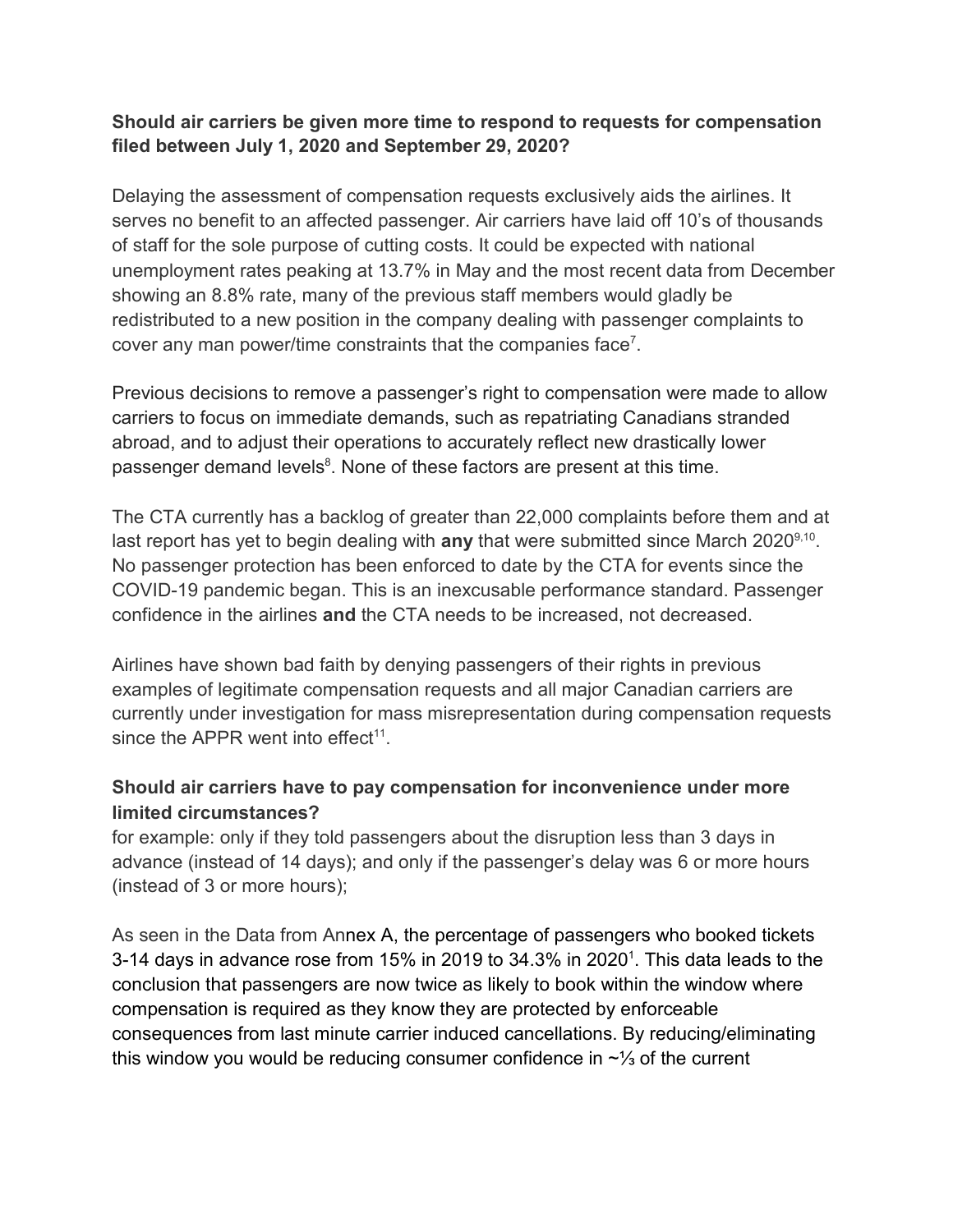**Should air carriers be given more time to respond to requests for compensation filed between July 1, 2020 and September 29, 2020?**

Delaying the assessment of compensation requests exclusively aids the airlines. It serves no benefit to an affected passenger. Air carriers have laid off 10's of thousands of staff for the sole purpose of cutting costs. It could be expected with national unemployment rates peaking at 13.7% in May and the most recent data from December showing an 8.8% rate, many of the previous staff members would gladly be redistributed to a new position in the company dealing with passenger complaints to cover any man power/time constraints that the companies face[7].

Previous decisions to remove a passenger's right to compensation were made to allow carriers to focus on immediate demands, such as repatriating Canadians stranded abroad, and to adjust their operations to accurately reflect new drastically lower passenger demand levels[8]. None of these factors are present at this time.

The CTA currently has a backlog of greater than 22,000 complaints before them and at last report has yet to begin dealing with **any** that were submitted since March 2020[9,10]. No passenger protection has been enforced to date by the CTA for events since the COVID-19 pandemic began. This is an inexcusable performance standard. Passenger confidence in the airlines **and** the CTA needs to be increased, not decreased.

Airlines have shown bad faith by denying passengers of their rights in previous examples of legitimate compensation requests and all major Canadian carriers are currently under investigation for mass misrepresentation during compensation requests since the APPR went into effect[11].

**Should air carriers have to pay compensation for inconvenience under more limited circumstances?**

for example: only if they told passengers about the disruption less than 3 days in advance (instead of 14 days); and only if the passenger's delay was 6 or more hours (instead of 3 or more hours);

As seen in the Data from Annex A, the percentage of passengers who booked tickets 3-14 days in advance rose from 15% in 2019 to 34.3% in 2020[1]. This data leads to the conclusion that passengers are now twice as likely to book within the window where compensation is required as they know they are protected by enforceable consequences from last minute carrier induced cancellations. By reducing/eliminating this window you would be reducing consumer confidence in ~⅓ of the current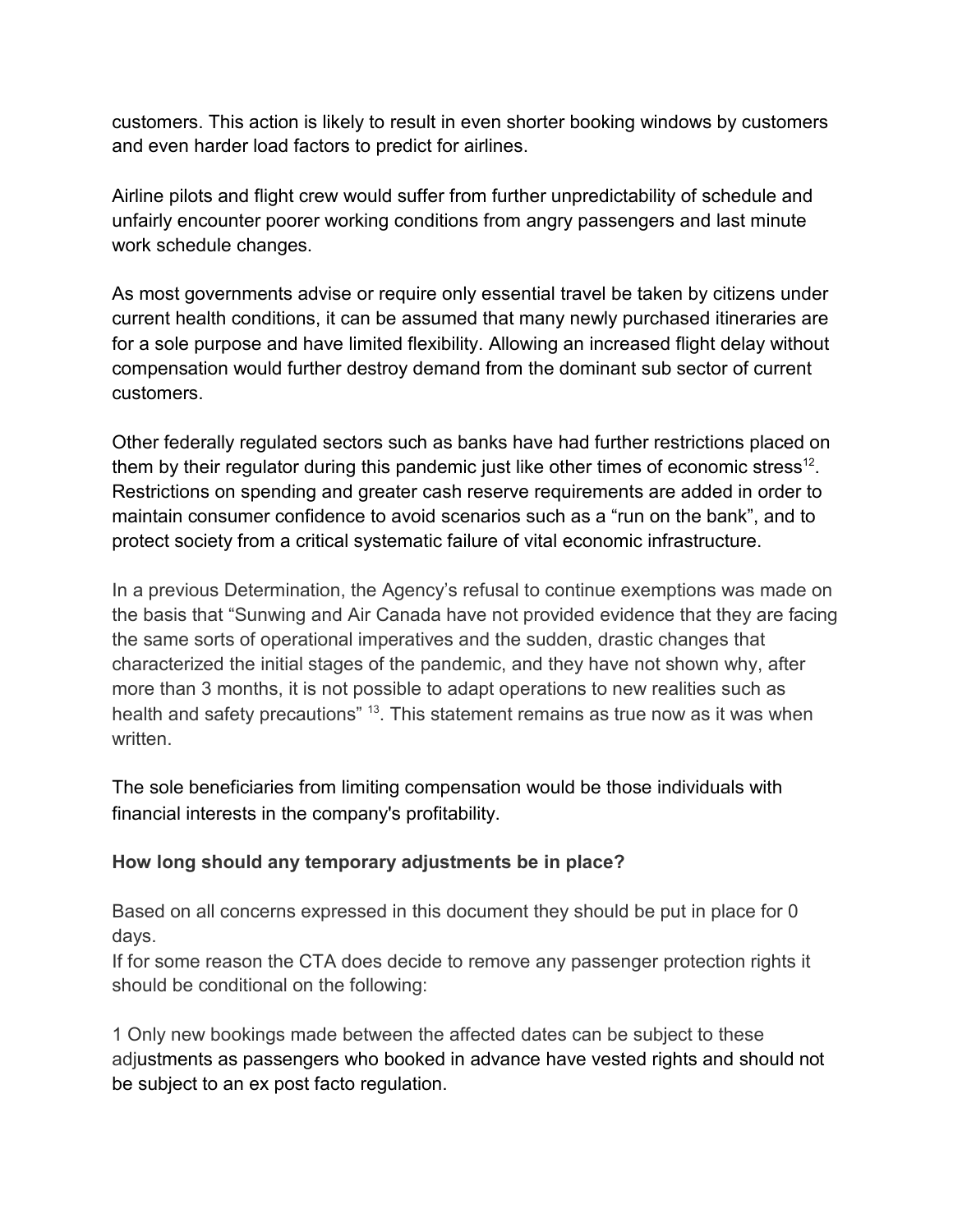customers. This action is likely to result in even shorter booking windows by customers and even harder load factors to predict for airlines.

Airline pilots and flight crew would suffer from further unpredictability of schedule and unfairly encounter poorer working conditions from angry passengers and last minute work schedule changes.

As most governments advise or require only essential travel be taken by citizens under current health conditions, it can be assumed that many newly purchased itineraries are for a sole purpose and have limited flexibility. Allowing an increased flight delay without compensation would further destroy demand from the dominant sub sector of current customers.

Other federally regulated sectors such as banks have had further restrictions placed on them by their regulator during this pandemic just like other times of economic stress[12]. Restrictions on spending and greater cash reserve requirements are added in order to maintain consumer confidence to avoid scenarios such as a "run on the bank", and to protect society from a critical systematic failure of vital economic infrastructure.

In a previous Determination, the Agency's refusal to continue exemptions was made on the basis that "Sunwing and Air Canada have not provided evidence that they are facing the same sorts of operational imperatives and the sudden, drastic changes that characterized the initial stages of the pandemic, and they have not shown why, after more than 3 months, it is not possible to adapt operations to new realities such as health and safety precautions" [13]. This statement remains as true now as it was when written.

The sole beneficiaries from limiting compensation would be those individuals with financial interests in the company's profitability.

**How long should any temporary adjustments be in place?**

Based on all concerns expressed in this document they should be put in place for 0 days.
If for some reason the CTA does decide to remove any passenger protection rights it should be conditional on the following:

1 Only new bookings made between the affected dates can be subject to these adjustments as passengers who booked in advance have vested rights and should not be subject to an ex post facto regulation.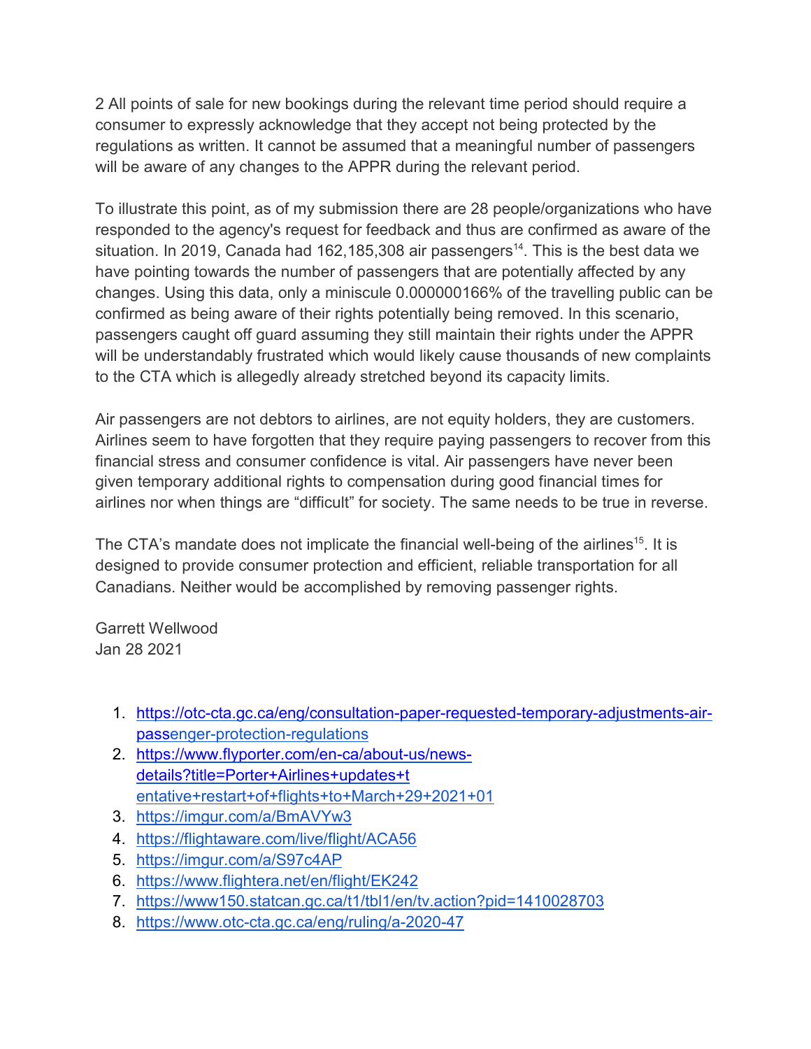2 All points of sale for new bookings during the relevant time period should require a consumer to expressly acknowledge that they accept not being protected by the regulations as written. It cannot be assumed that a meaningful number of passengers will be aware of any changes to the APPR during the relevant period.

To illustrate this point, as of my submission there are 28 people/organizations who have responded to the agency's request for feedback and thus are confirmed as aware of the situation. In 2019, Canada had 162,185,308 air passengers[14]. This is the best data we have pointing towards the number of passengers that are potentially affected by any changes. Using this data, only a miniscule 0.000000166% of the travelling public can be confirmed as being aware of their rights potentially being removed. In this scenario, passengers caught off guard assuming they still maintain their rights under the APPR will be understandably frustrated which would likely cause thousands of new complaints to the CTA which is allegedly already stretched beyond its capacity limits.

Air passengers are not debtors to airlines, are not equity holders, they are customers. Airlines seem to have forgotten that they require paying passengers to recover from this financial stress and consumer confidence is vital. Air passengers have never been given temporary additional rights to compensation during good financial times for airlines nor when things are "difficult" for society. The same needs to be true in reverse.

The CTA's mandate does not implicate the financial well-being of the airlines[15]. It is designed to provide consumer protection and efficient, reliable transportation for all Canadians. Neither would be accomplished by removing passenger rights.

Garrett Wellwood
Jan 28 2021

1. https://otc-cta.gc.ca/eng/consultation-paper-requested-temporary-adjustments-air-passenger-protection-regulations
2. https://www.flyporter.com/en-ca/about-us/news-details?title=Porter+Airlines+updates+tentative+restart+of+flights+to+March+29+2021+01
3. https://imgur.com/a/BmAVYw3
4. https://flightaware.com/live/flight/ACA56
5. https://imgur.com/a/S97c4AP
6. https://www.flightera.net/en/flight/EK242
7. https://www150.statcan.gc.ca/t1/tbl1/en/tv.action?pid=1410028703
8. https://www.otc-cta.gc.ca/eng/ruling/a-2020-47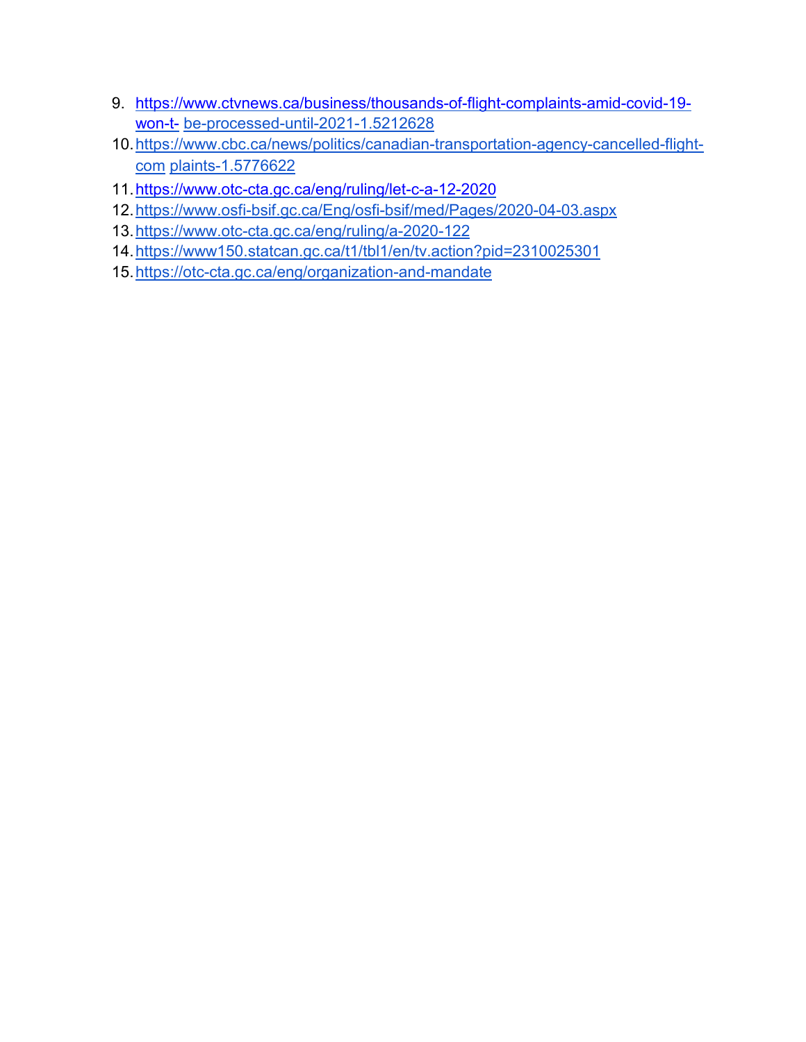9. https://www.ctvnews.ca/business/thousands-of-flight-complaints-amid-covid-19-won-t- be-processed-until-2021-1.5212628
10. https://www.cbc.ca/news/politics/canadian-transportation-agency-cancelled-flight-com plaints-1.5776622
11. https://www.otc-cta.gc.ca/eng/ruling/let-c-a-12-2020
12. https://www.osfi-bsif.gc.ca/Eng/osfi-bsif/med/Pages/2020-04-03.aspx
13. https://www.otc-cta.gc.ca/eng/ruling/a-2020-122
14. https://www150.statcan.gc.ca/t1/tbl1/en/tv.action?pid=2310025301
15. https://otc-cta.gc.ca/eng/organization-and-mandate